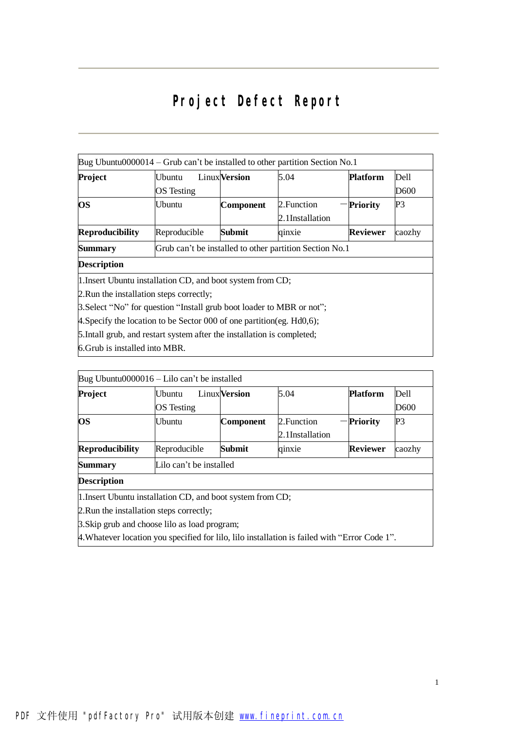# Project Defect Report

| Bug Ubuntu0000014 – Grub can't be installed to other partition Section No.1 | | | | | |
|---|---|---|---|---|---|
| **Project** | Ubuntu Linux OS Testing | **Version** | 5.04 | **Platform** | Dell D600 |
| **OS** | Ubuntu | **Component** | 2.Function — 2.1Installation | **Priority** | P3 |
| **Reproducibility** | Reproducible | **Submit** | qinxie | **Reviewer** | caozhy |
| **Summary** | Grub can't be installed to other partition Section No.1 | | | | |
| **Description** | | | | | |
| 1.Insert Ubuntu installation CD, and boot system from CD;<br>2.Run the installation steps correctly;<br>3.Select "No" for question "Install grub boot loader to MBR or not";<br>4.Specify the location to be Sector 000 of one partition(eg. Hd0,6);<br>5.Intall grub, and restart system after the installation is completed;<br>6.Grub is installed into MBR. | | | | | |

| Bug Ubuntu0000016 – Lilo can't be installed | | | | | |
|---|---|---|---|---|---|
| **Project** | Ubuntu Linux OS Testing | **Version** | 5.04 | **Platform** | Dell D600 |
| **OS** | Ubuntu | **Component** | 2.Function — 2.1Installation | **Priority** | P3 |
| **Reproducibility** | Reproducible | **Submit** | qinxie | **Reviewer** | caozhy |
| **Summary** | Lilo can't be installed | | | | |
| **Description** | | | | | |
| 1.Insert Ubuntu installation CD, and boot system from CD;<br>2.Run the installation steps correctly;<br>3.Skip grub and choose lilo as load program;<br>4.Whatever location you specified for lilo, lilo installation is failed with "Error Code 1". | | | | | |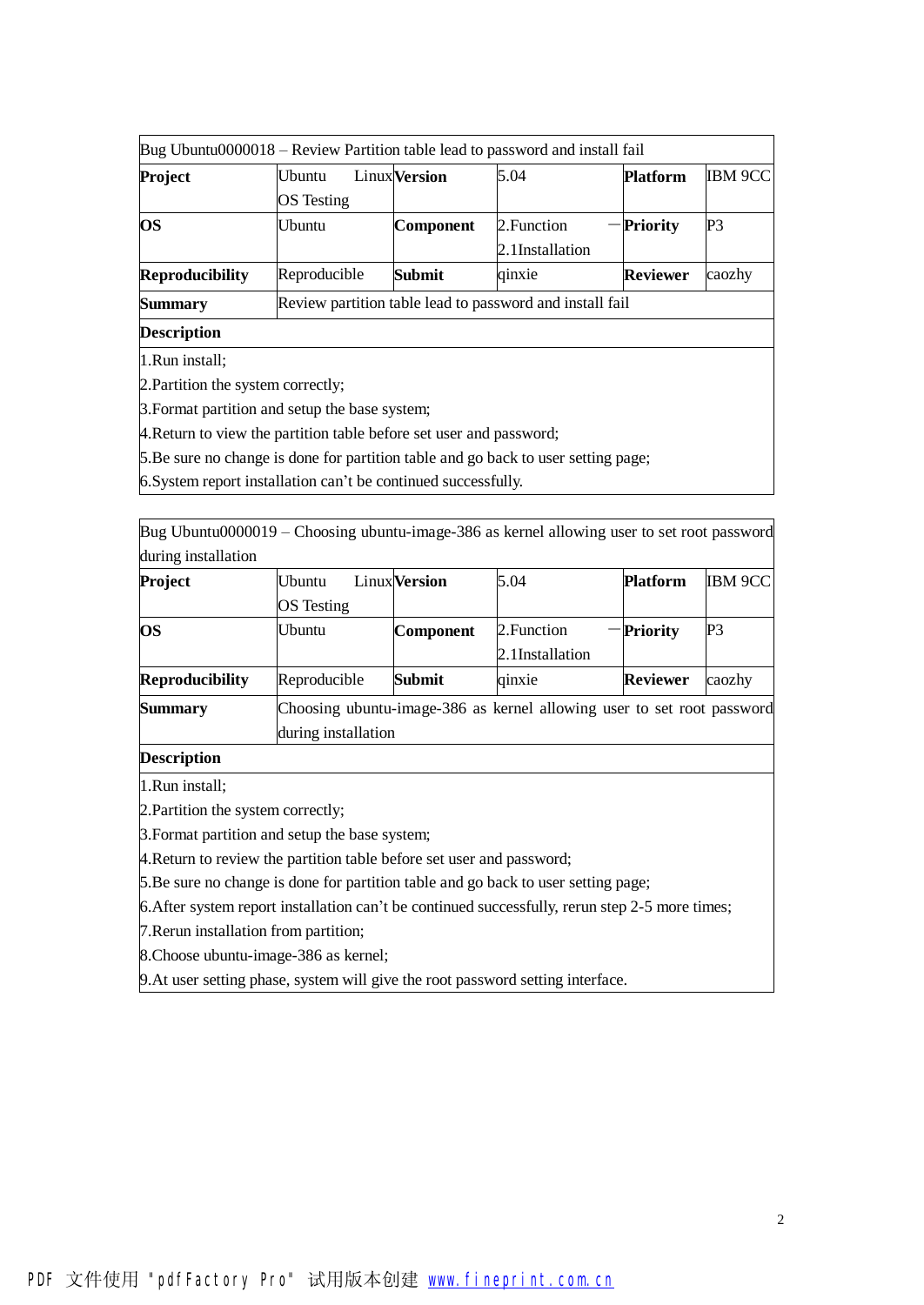| Bug Ubuntu0000018 – Review Partition table lead to password and install fail | | | | | |
|---|---|---|---|---|---|
| **Project** | Ubuntu Linux OS Testing | **Version** | 5.04 | **Platform** | IBM 9CC |
| **OS** | Ubuntu | **Component** | 2.Function — 2.1Installation | **Priority** | P3 |
| **Reproducibility** | Reproducible | **Submit** | qinxie | **Reviewer** | caozhy |
| **Summary** | Review partition table lead to password and install fail | | | | |
| **Description** | | | | | |
| 1.Run install;<br>2.Partition the system correctly;<br>3.Format partition and setup the base system;<br>4.Return to view the partition table before set user and password;<br>5.Be sure no change is done for partition table and go back to user setting page;<br>6.System report installation can't be continued successfully. | | | | | |

| Bug Ubuntu0000019 – Choosing ubuntu-image-386 as kernel allowing user to set root password during installation | | | | | |
|---|---|---|---|---|---|
| **Project** | Ubuntu Linux OS Testing | **Version** | 5.04 | **Platform** | IBM 9CC |
| **OS** | Ubuntu | **Component** | 2.Function — 2.1Installation | **Priority** | P3 |
| **Reproducibility** | Reproducible | **Submit** | qinxie | **Reviewer** | caozhy |
| **Summary** | Choosing ubuntu-image-386 as kernel allowing user to set root password during installation | | | | |
| **Description** | | | | | |
| 1.Run install;<br>2.Partition the system correctly;<br>3.Format partition and setup the base system;<br>4.Return to review the partition table before set user and password;<br>5.Be sure no change is done for partition table and go back to user setting page;<br>6.After system report installation can't be continued successfully, rerun step 2-5 more times;<br>7.Rerun installation from partition;<br>8.Choose ubuntu-image-386 as kernel;<br>9.At user setting phase, system will give the root password setting interface. | | | | | |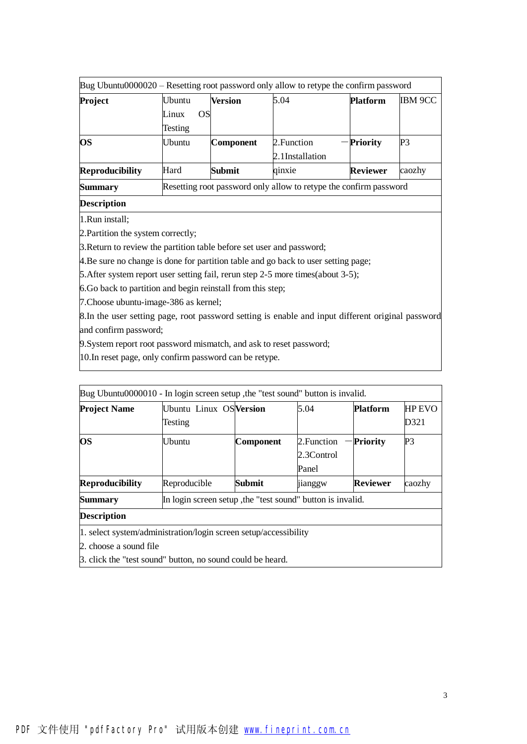| Bug Ubuntu0000020 – Resetting root password only allow to retype the confirm password | | | | | |
|---|---|---|---|---|---|
| **Project** | Ubuntu Linux OS Testing | **Version** | 5.04 | **Platform** | IBM 9CC |
| **OS** | Ubuntu | **Component** | 2.Function — 2.1Installation | **Priority** | P3 |
| **Reproducibility** | Hard | **Submit** | qinxie | **Reviewer** | caozhy |
| **Summary** | Resetting root password only allow to retype the confirm password | | | | |
| **Description** | | | | | |
| 1.Run install;<br>2.Partition the system correctly;<br>3.Return to review the partition table before set user and password;<br>4.Be sure no change is done for partition table and go back to user setting page;<br>5.After system report user setting fail, rerun step 2-5 more times(about 3-5);<br>6.Go back to partition and begin reinstall from this step;<br>7.Choose ubuntu-image-386 as kernel;<br>8.In the user setting page, root password setting is enable and input different original password and confirm password;<br>9.System report root password mismatch, and ask to reset password;<br>10.In reset page, only confirm password can be retype. | | | | | |

| Bug Ubuntu0000010 - In login screen setup ,the "test sound" button is invalid. | | | | | |
|---|---|---|---|---|---|
| **Project Name** | Ubuntu Linux OS Testing | **Version** | 5.04 | **Platform** | HP EVO D321 |
| **OS** | Ubuntu | **Component** | 2.Function — 2.3Control Panel | **Priority** | P3 |
| **Reproducibility** | Reproducible | **Submit** | jianggw | **Reviewer** | caozhy |
| **Summary** | In login screen setup ,the "test sound" button is invalid. | | | | |
| **Description** | | | | | |
| 1. select system/administration/login screen setup/accessibility<br>2. choose a sound file<br>3. click the "test sound" button, no sound could be heard. | | | | | |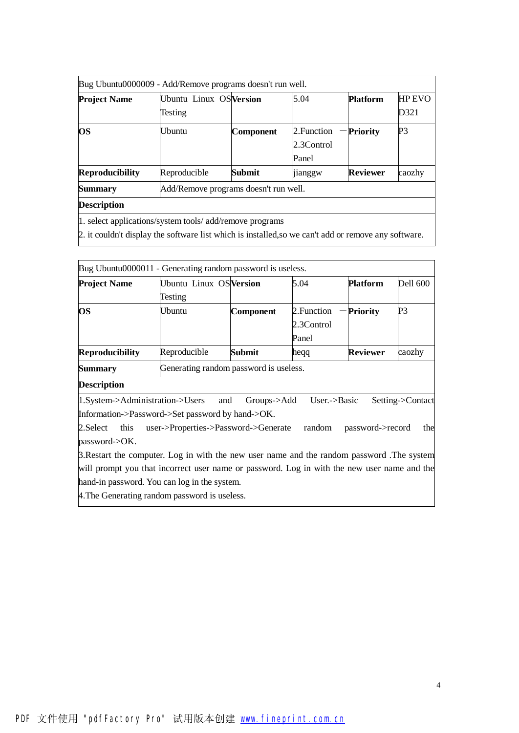| Bug Ubuntu0000009 - Add/Remove programs doesn't run well. | | | | | |
|---|---|---|---|---|---|
| **Project Name** | Ubuntu Linux OS Testing | **Version** | 5.04 | **Platform** | HP EVO D321 |
| **OS** | Ubuntu | **Component** | 2.Function —2.3Control Panel | **Priority** | P3 |
| **Reproducibility** | Reproducible | **Submit** | jianggw | **Reviewer** | caozhy |
| **Summary** | Add/Remove programs doesn't run well. | | | | |
| **Description** | | | | | |
| 1. select applications/system tools/ add/remove programs<br>2. it couldn't display the software list which is installed,so we can't add or remove any software. | | | | | |

| Bug Ubuntu0000011 - Generating random password is useless. | | | | | |
|---|---|---|---|---|---|
| **Project Name** | Ubuntu Linux OS Testing | **Version** | 5.04 | **Platform** | Dell 600 |
| **OS** | Ubuntu | **Component** | 2.Function —2.3Control Panel | **Priority** | P3 |
| **Reproducibility** | Reproducible | **Submit** | heqq | **Reviewer** | caozhy |
| **Summary** | Generating random password is useless. | | | | |
| **Description** | | | | | |
| 1.System->Administration->Users and Groups->Add User.->Basic Setting->Contact Information->Password->Set password by hand->OK.<br>2.Select this user->Properties->Password->Generate random password->record the password->OK.<br>3.Restart the computer. Log in with the new user name and the random password .The system will prompt you that incorrect user name or password. Log in with the new user name and the hand-in password. You can log in the system.<br>4.The Generating random password is useless. | | | | | |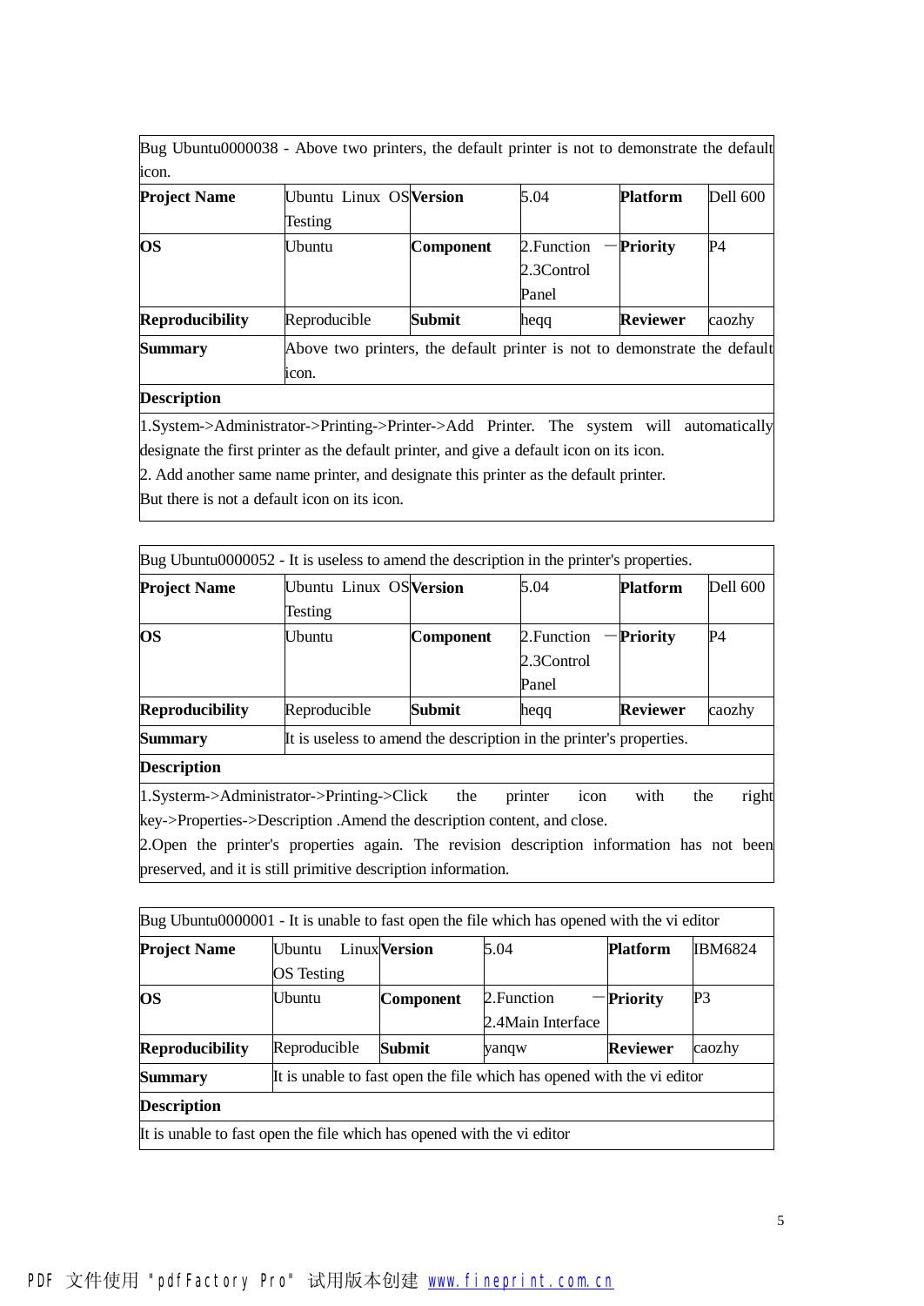| Bug Ubuntu0000038 - Above two printers, the default printer is not to demonstrate the default icon. | | | | | |
|---|---|---|---|---|---|
| **Project Name** | Ubuntu Linux OS Testing | **Version** | 5.04 | **Platform** | Dell 600 |
| **OS** | Ubuntu | **Component** | 2.Function — 2.3Control Panel | **Priority** | P4 |
| **Reproducibility** | Reproducible | **Submit** | heqq | **Reviewer** | caozhy |
| **Summary** | Above two printers, the default printer is not to demonstrate the default icon. | | | | |
| **Description** | | | | | |
| 1.System->Administrator->Printing->Printer->Add Printer. The system will automatically designate the first printer as the default printer, and give a default icon on its icon.<br>2. Add another same name printer, and designate this printer as the default printer.<br>But there is not a default icon on its icon. | | | | | |

| Bug Ubuntu0000052 - It is useless to amend the description in the printer's properties. | | | | | |
|---|---|---|---|---|---|
| **Project Name** | Ubuntu Linux OS Testing | **Version** | 5.04 | **Platform** | Dell 600 |
| **OS** | Ubuntu | **Component** | 2.Function — 2.3Control Panel | **Priority** | P4 |
| **Reproducibility** | Reproducible | **Submit** | heqq | **Reviewer** | caozhy |
| **Summary** | It is useless to amend the description in the printer's properties. | | | | |
| **Description** | | | | | |
| 1.Systerm->Administrator->Printing->Click the printer icon with the right key->Properties->Description .Amend the description content, and close.<br>2.Open the printer's properties again. The revision description information has not been preserved, and it is still primitive description information. | | | | | |

| Bug Ubuntu0000001 - It is unable to fast open the file which has opened with the vi editor | | | | | |
|---|---|---|---|---|---|
| **Project Name** | Ubuntu Linux OS Testing | **Version** | 5.04 | **Platform** | IBM6824 |
| **OS** | Ubuntu | **Component** | 2.Function — 2.4Main Interface | **Priority** | P3 |
| **Reproducibility** | Reproducible | **Submit** | yanqw | **Reviewer** | caozhy |
| **Summary** | It is unable to fast open the file which has opened with the vi editor | | | | |
| **Description** | | | | | |
| It is unable to fast open the file which has opened with the vi editor | | | | | |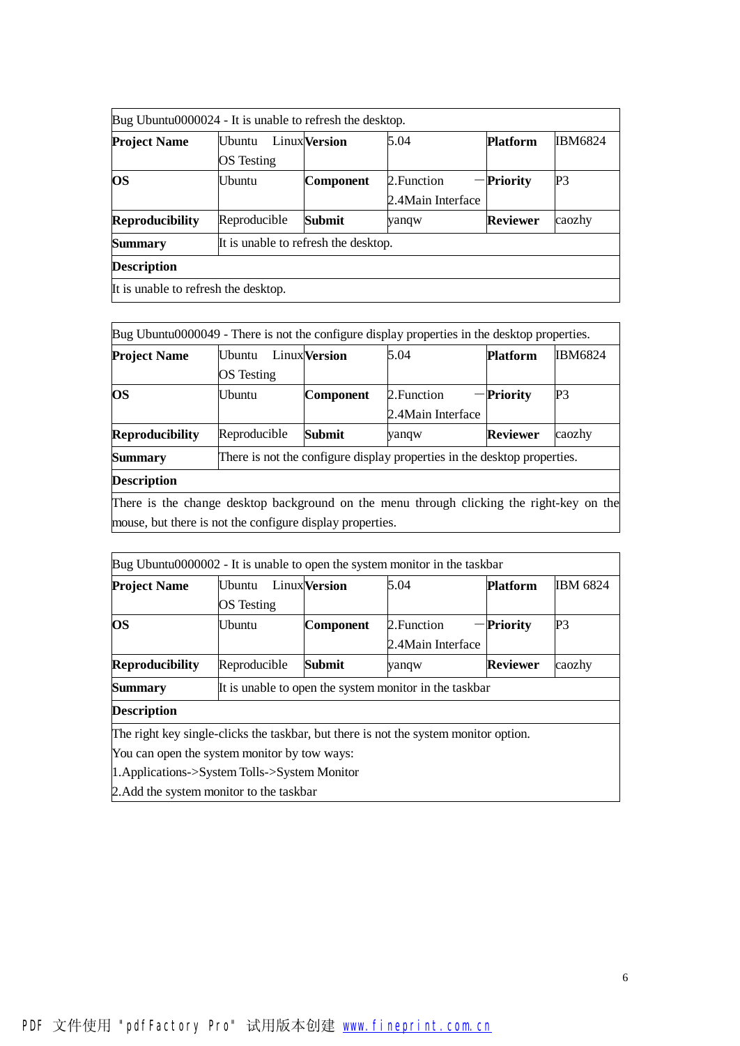| Bug Ubuntu0000024 - It is unable to refresh the desktop. | | | | | |
|---|---|---|---|---|---|
| **Project Name** | Ubuntu Linux OS Testing | **Version** | 5.04 | **Platform** | IBM6824 |
| **OS** | Ubuntu | **Component** | 2.Function —2.4Main Interface | **Priority** | P3 |
| **Reproducibility** | Reproducible | **Submit** | yanqw | **Reviewer** | caozhy |
| **Summary** | It is unable to refresh the desktop. | | | | |
| **Description** | | | | | |
| It is unable to refresh the desktop. | | | | | |

| Bug Ubuntu0000049 - There is not the configure display properties in the desktop properties. | | | | | |
|---|---|---|---|---|---|
| **Project Name** | Ubuntu Linux OS Testing | **Version** | 5.04 | **Platform** | IBM6824 |
| **OS** | Ubuntu | **Component** | 2.Function —2.4Main Interface | **Priority** | P3 |
| **Reproducibility** | Reproducible | **Submit** | yanqw | **Reviewer** | caozhy |
| **Summary** | There is not the configure display properties in the desktop properties. | | | | |
| **Description** | | | | | |
| There is the change desktop background on the menu through clicking the right-key on the mouse, but there is not the configure display properties. | | | | | |

| Bug Ubuntu0000002 - It is unable to open the system monitor in the taskbar | | | | | |
|---|---|---|---|---|---|
| **Project Name** | Ubuntu Linux OS Testing | **Version** | 5.04 | **Platform** | IBM 6824 |
| **OS** | Ubuntu | **Component** | 2.Function —2.4Main Interface | **Priority** | P3 |
| **Reproducibility** | Reproducible | **Submit** | yanqw | **Reviewer** | caozhy |
| **Summary** | It is unable to open the system monitor in the taskbar | | | | |
| **Description** | | | | | |
| The right key single-clicks the taskbar, but there is not the system monitor option.<br>You can open the system monitor by tow ways:<br>1.Applications->System Tolls->System Monitor<br>2.Add the system monitor to the taskbar | | | | | |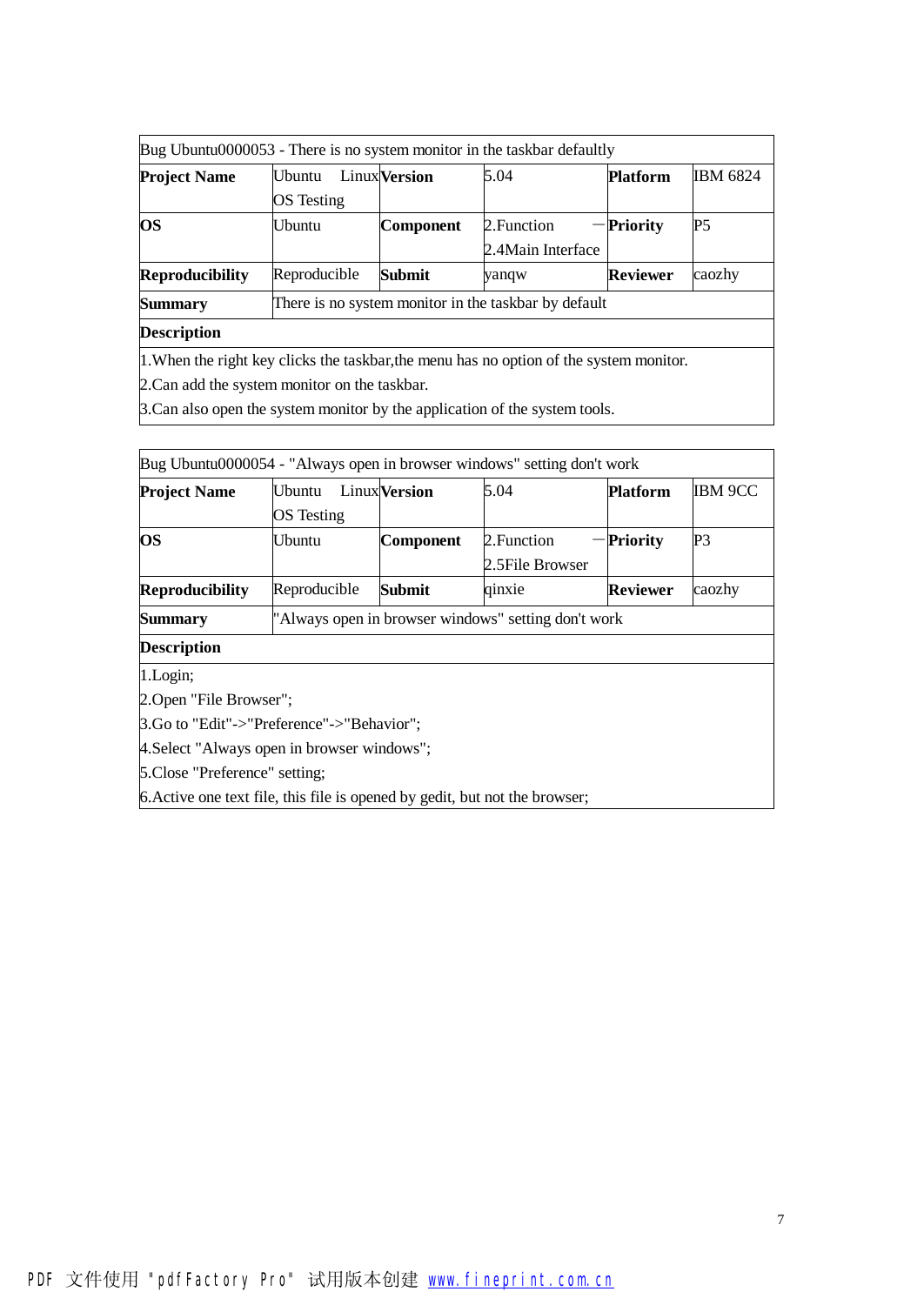| Bug Ubuntu0000053 - There is no system monitor in the taskbar defaultly | | | | | |
|---|---|---|---|---|---|
| **Project Name** | Ubuntu Linux OS Testing | **Version** | 5.04 | **Platform** | IBM 6824 |
| **OS** | Ubuntu | **Component** | 2.Function — 2.4Main Interface | **Priority** | P5 |
| **Reproducibility** | Reproducible | **Submit** | yanqw | **Reviewer** | caozhy |
| **Summary** | There is no system monitor in the taskbar by default | | | | |
| **Description** | | | | | |
| 1.When the right key clicks the taskbar,the menu has no option of the system monitor.<br>2.Can add the system monitor on the taskbar.<br>3.Can also open the system monitor by the application of the system tools. | | | | | |

| Bug Ubuntu0000054 - "Always open in browser windows" setting don't work | | | | | |
|---|---|---|---|---|---|
| **Project Name** | Ubuntu Linux OS Testing | **Version** | 5.04 | **Platform** | IBM 9CC |
| **OS** | Ubuntu | **Component** | 2.Function — 2.5File Browser | **Priority** | P3 |
| **Reproducibility** | Reproducible | **Submit** | qinxie | **Reviewer** | caozhy |
| **Summary** | "Always open in browser windows" setting don't work | | | | |
| **Description** | | | | | |
| 1.Login;<br>2.Open "File Browser";<br>3.Go to "Edit"->"Preference"->"Behavior";<br>4.Select "Always open in browser windows";<br>5.Close "Preference" setting;<br>6.Active one text file, this file is opened by gedit, but not the browser; | | | | | |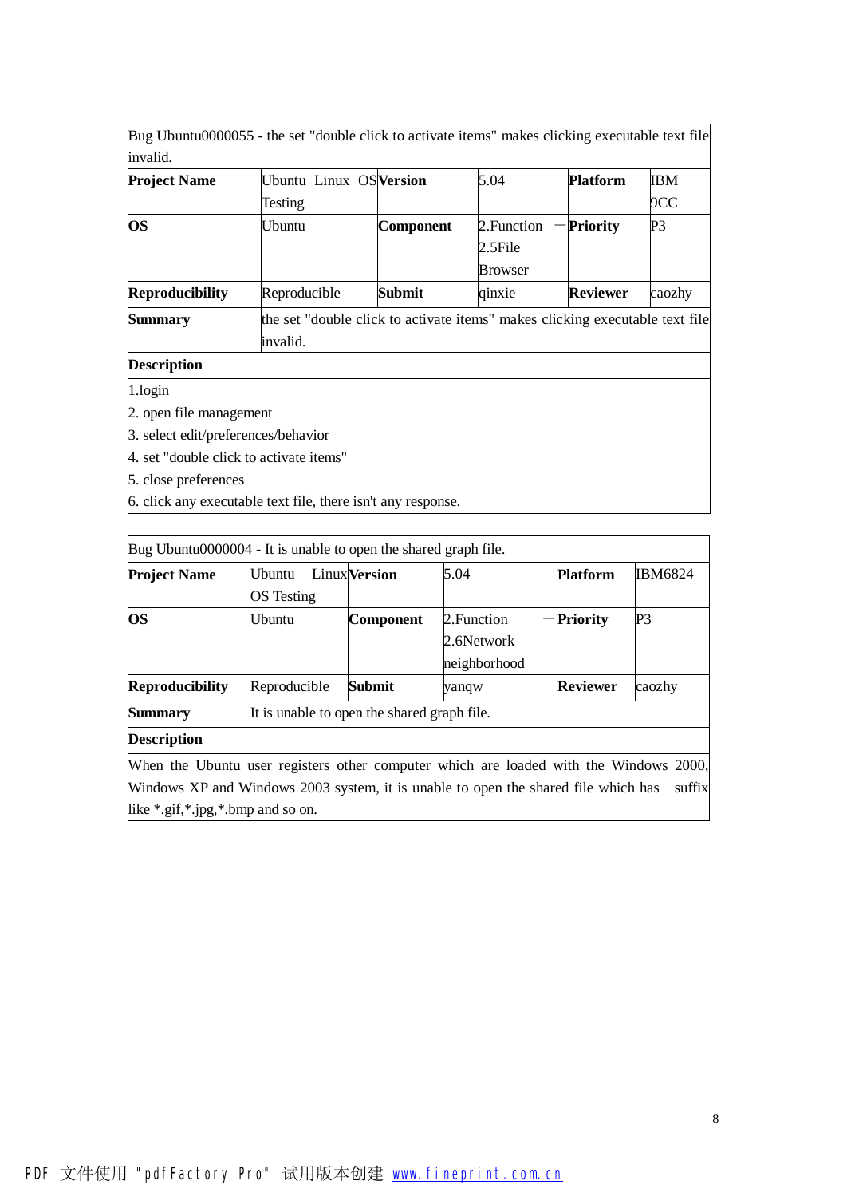| Bug Ubuntu0000055 - the set "double click to activate items" makes clicking executable text file invalid. | | | | | |
|---|---|---|---|---|---|
| **Project Name** | Ubuntu Linux OS Testing | **Version** | 5.04 | **Platform** | IBM 9CC |
| **OS** | Ubuntu | **Component** | 2.Function — 2.5File Browser | **Priority** | P3 |
| **Reproducibility** | Reproducible | **Submit** | qinxie | **Reviewer** | caozhy |
| **Summary** | the set "double click to activate items" makes clicking executable text file invalid. | | | | |
| **Description** | | | | | |
| 1.login<br>2. open file management<br>3. select edit/preferences/behavior<br>4. set "double click to activate items"<br>5. close preferences<br>6. click any executable text file, there isn't any response. | | | | | |

| Bug Ubuntu0000004 - It is unable to open the shared graph file. | | | | | |
|---|---|---|---|---|---|
| **Project Name** | Ubuntu Linux OS Testing | **Version** | 5.04 | **Platform** | IBM6824 |
| **OS** | Ubuntu | **Component** | 2.Function — 2.6Network neighborhood | **Priority** | P3 |
| **Reproducibility** | Reproducible | **Submit** | yanqw | **Reviewer** | caozhy |
| **Summary** | It is unable to open the shared graph file. | | | | |
| **Description** | | | | | |
| When the Ubuntu user registers other computer which are loaded with the Windows 2000, Windows XP and Windows 2003 system, it is unable to open the shared file which has suffix like *.gif,*.jpg,*.bmp and so on. | | | | | |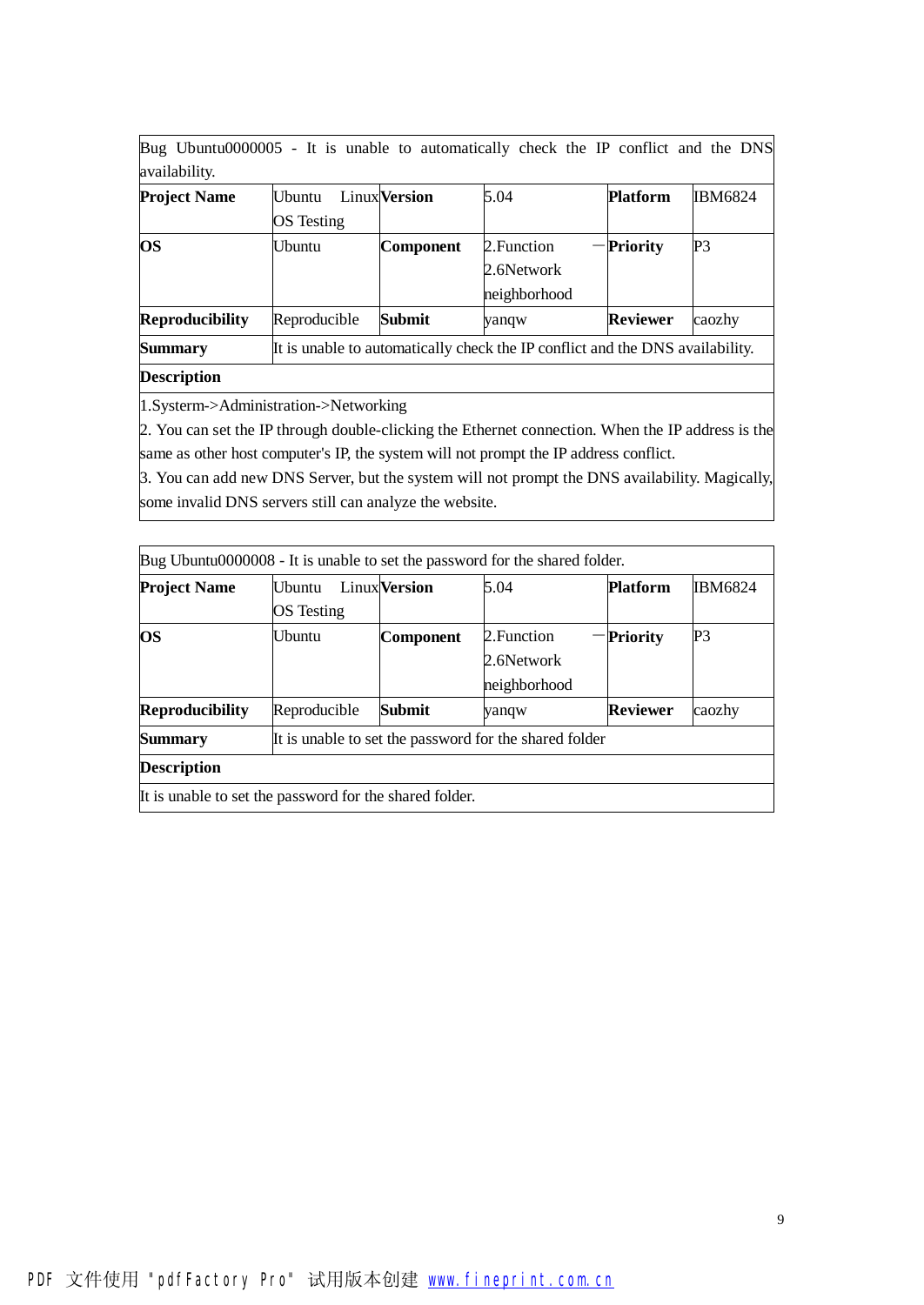| Bug Ubuntu0000005 - It is unable to automatically check the IP conflict and the DNS availability. | | | | | |
|---|---|---|---|---|---|
| **Project Name** | Ubuntu Linux OS Testing | **Version** | 5.04 | **Platform** | IBM6824 |
| **OS** | Ubuntu | **Component** | 2.Function — 2.6Network neighborhood | **Priority** | P3 |
| **Reproducibility** | Reproducible | **Submit** | yanqw | **Reviewer** | caozhy |
| **Summary** | It is unable to automatically check the IP conflict and the DNS availability. | | | | |
| **Description** | | | | | |
| 1.Systerm->Administration->Networking<br>2. You can set the IP through double-clicking the Ethernet connection. When the IP address is the same as other host computer's IP, the system will not prompt the IP address conflict.<br>3. You can add new DNS Server, but the system will not prompt the DNS availability. Magically, some invalid DNS servers still can analyze the website. | | | | | |

| Bug Ubuntu0000008 - It is unable to set the password for the shared folder. | | | | | |
|---|---|---|---|---|---|
| **Project Name** | Ubuntu Linux OS Testing | **Version** | 5.04 | **Platform** | IBM6824 |
| **OS** | Ubuntu | **Component** | 2.Function — 2.6Network neighborhood | **Priority** | P3 |
| **Reproducibility** | Reproducible | **Submit** | yanqw | **Reviewer** | caozhy |
| **Summary** | It is unable to set the password for the shared folder | | | | |
| **Description** | | | | | |
| It is unable to set the password for the shared folder. | | | | | |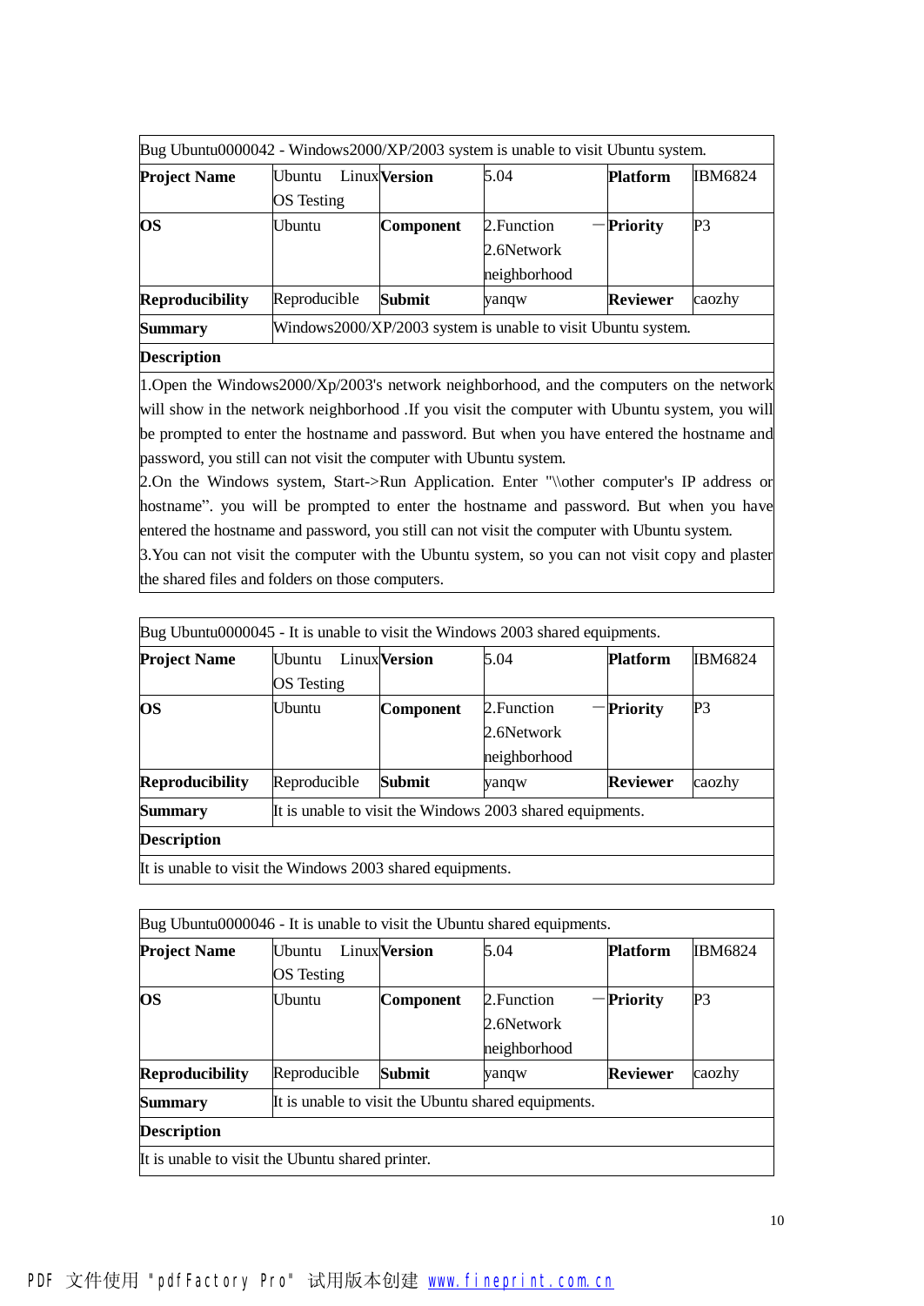| Bug Ubuntu0000042 - Windows2000/XP/2003 system is unable to visit Ubuntu system. | | | | | |
|---|---|---|---|---|---|
| **Project Name** | Ubuntu Linux OS Testing | **Version** | 5.04 | **Platform** | IBM6824 |
| **OS** | Ubuntu | **Component** | 2.Function — 2.6Network neighborhood | **Priority** | P3 |
| **Reproducibility** | Reproducible | **Submit** | yanqw | **Reviewer** | caozhy |
| **Summary** | Windows2000/XP/2003 system is unable to visit Ubuntu system. | | | | |
| **Description** | | | | | |
| 1.Open the Windows2000/Xp/2003's network neighborhood, and the computers on the network will show in the network neighborhood .If you visit the computer with Ubuntu system, you will be prompted to enter the hostname and password. But when you have entered the hostname and password, you still can not visit the computer with Ubuntu system.<br>2.On the Windows system, Start->Run Application. Enter "\\other computer's IP address or hostname”. you will be prompted to enter the hostname and password. But when you have entered the hostname and password, you still can not visit the computer with Ubuntu system.<br>3.You can not visit the computer with the Ubuntu system, so you can not visit copy and plaster the shared files and folders on those computers. | | | | | |

| Bug Ubuntu0000045 - It is unable to visit the Windows 2003 shared equipments. | | | | | |
|---|---|---|---|---|---|
| **Project Name** | Ubuntu Linux OS Testing | **Version** | 5.04 | **Platform** | IBM6824 |
| **OS** | Ubuntu | **Component** | 2.Function — 2.6Network neighborhood | **Priority** | P3 |
| **Reproducibility** | Reproducible | **Submit** | yanqw | **Reviewer** | caozhy |
| **Summary** | It is unable to visit the Windows 2003 shared equipments. | | | | |
| **Description** | | | | | |
| It is unable to visit the Windows 2003 shared equipments. | | | | | |

| Bug Ubuntu0000046 - It is unable to visit the Ubuntu shared equipments. | | | | | |
|---|---|---|---|---|---|
| **Project Name** | Ubuntu Linux OS Testing | **Version** | 5.04 | **Platform** | IBM6824 |
| **OS** | Ubuntu | **Component** | 2.Function — 2.6Network neighborhood | **Priority** | P3 |
| **Reproducibility** | Reproducible | **Submit** | yanqw | **Reviewer** | caozhy |
| **Summary** | It is unable to visit the Ubuntu shared equipments. | | | | |
| **Description** | | | | | |
| It is unable to visit the Ubuntu shared printer. | | | | | |

PDF 文件使用 "pdfFactory Pro" 试用版本创建 www.fineprint.com.cn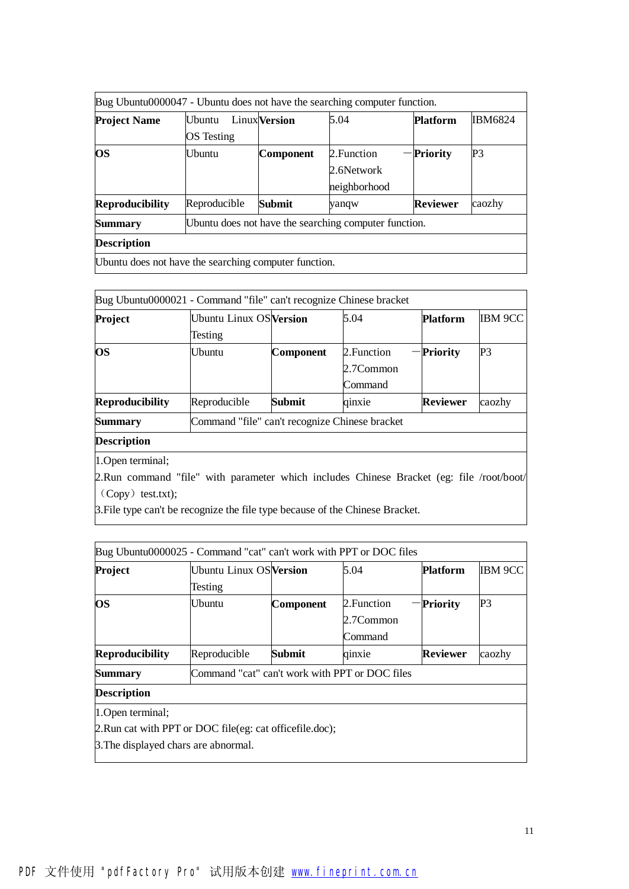| Bug Ubuntu0000047 - Ubuntu does not have the searching computer function. | | | | | |
|---|---|---|---|---|---|
| **Project Name** | Ubuntu Linux OS Testing | **Version** | 5.04 | **Platform** | IBM6824 |
| **OS** | Ubuntu | **Component** | 2.Function —2.6Network neighborhood | **Priority** | P3 |
| **Reproducibility** | Reproducible | **Submit** | yanqw | **Reviewer** | caozhy |
| **Summary** | Ubuntu does not have the searching computer function. | | | | |
| **Description** | | | | | |
| Ubuntu does not have the searching computer function. | | | | | |

| Bug Ubuntu0000021 - Command "file" can't recognize Chinese bracket | | | | | |
|---|---|---|---|---|---|
| **Project** | Ubuntu Linux OS Testing | **Version** | 5.04 | **Platform** | IBM 9CC |
| **OS** | Ubuntu | **Component** | 2.Function —2.7Common Command | **Priority** | P3 |
| **Reproducibility** | Reproducible | **Submit** | qinxie | **Reviewer** | caozhy |
| **Summary** | Command "file" can't recognize Chinese bracket | | | | |
| **Description** | | | | | |
| 1.Open terminal;<br>2.Run command "file" with parameter which includes Chinese Bracket (eg: file /root/boot/（Copy）test.txt);<br>3.File type can't be recognize the file type because of the Chinese Bracket. | | | | | |

| Bug Ubuntu0000025 - Command "cat" can't work with PPT or DOC files | | | | | |
|---|---|---|---|---|---|
| **Project** | Ubuntu Linux OS Testing | **Version** | 5.04 | **Platform** | IBM 9CC |
| **OS** | Ubuntu | **Component** | 2.Function —2.7Common Command | **Priority** | P3 |
| **Reproducibility** | Reproducible | **Submit** | qinxie | **Reviewer** | caozhy |
| **Summary** | Command "cat" can't work with PPT or DOC files | | | | |
| **Description** | | | | | |
| 1.Open terminal;<br>2.Run cat with PPT or DOC file(eg: cat officefile.doc);<br>3.The displayed chars are abnormal. | | | | | |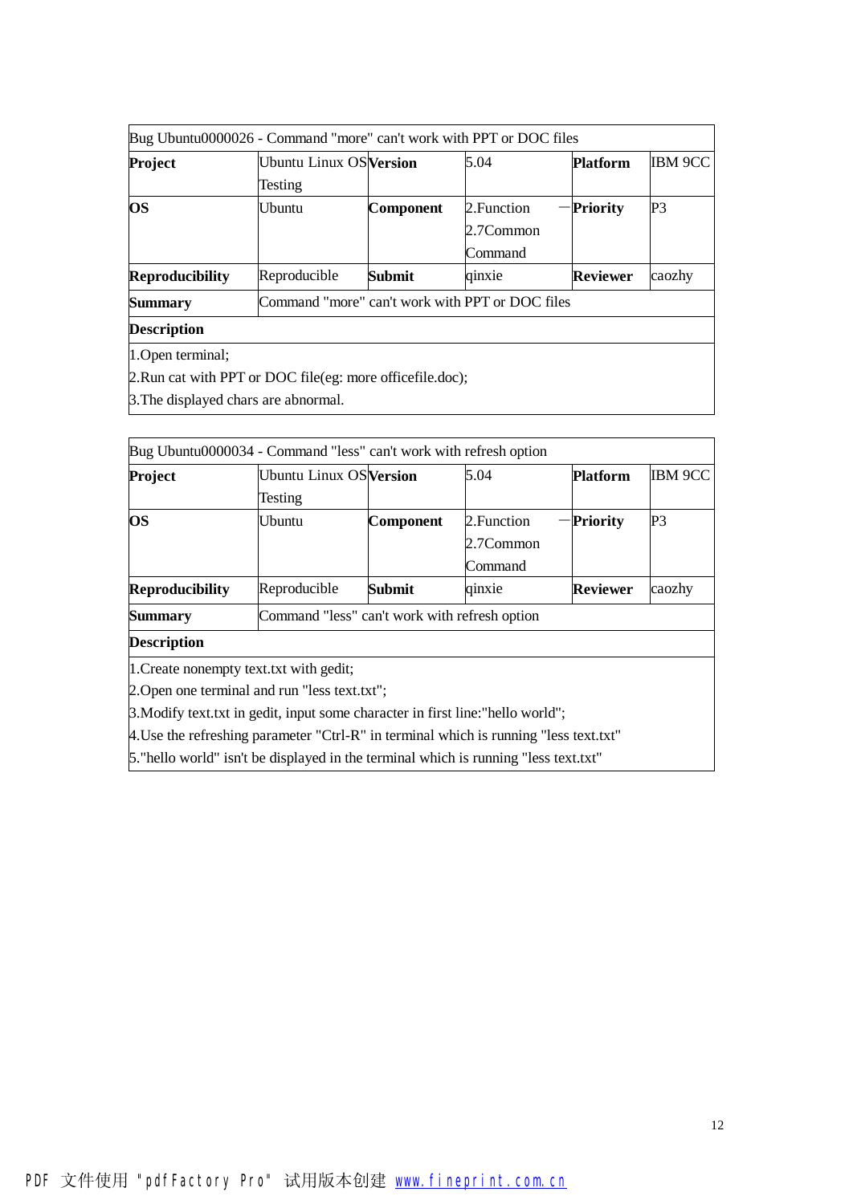| Bug Ubuntu0000026 - Command "more" can't work with PPT or DOC files | | | | | |
|---|---|---|---|---|---|
| **Project** | Ubuntu Linux OS Testing | **Version** | 5.04 | **Platform** | IBM 9CC |
| **OS** | Ubuntu | **Component** | 2.Function —2.7Common Command | **Priority** | P3 |
| **Reproducibility** | Reproducible | **Submit** | qinxie | **Reviewer** | caozhy |
| **Summary** | Command "more" can't work with PPT or DOC files | | | | |
| **Description** | | | | | |
| 1.Open terminal;<br>2.Run cat with PPT or DOC file(eg: more officefile.doc);<br>3.The displayed chars are abnormal. | | | | | |

| Bug Ubuntu0000034 - Command "less" can't work with refresh option | | | | | |
|---|---|---|---|---|---|
| **Project** | Ubuntu Linux OS Testing | **Version** | 5.04 | **Platform** | IBM 9CC |
| **OS** | Ubuntu | **Component** | 2.Function —2.7Common Command | **Priority** | P3 |
| **Reproducibility** | Reproducible | **Submit** | qinxie | **Reviewer** | caozhy |
| **Summary** | Command "less" can't work with refresh option | | | | |
| **Description** | | | | | |
| 1.Create nonempty text.txt with gedit;<br>2.Open one terminal and run "less text.txt";<br>3.Modify text.txt in gedit, input some character in first line:"hello world";<br>4.Use the refreshing parameter "Ctrl-R" in terminal which is running "less text.txt"<br>5."hello world" isn't be displayed in the terminal which is running "less text.txt" | | | | | |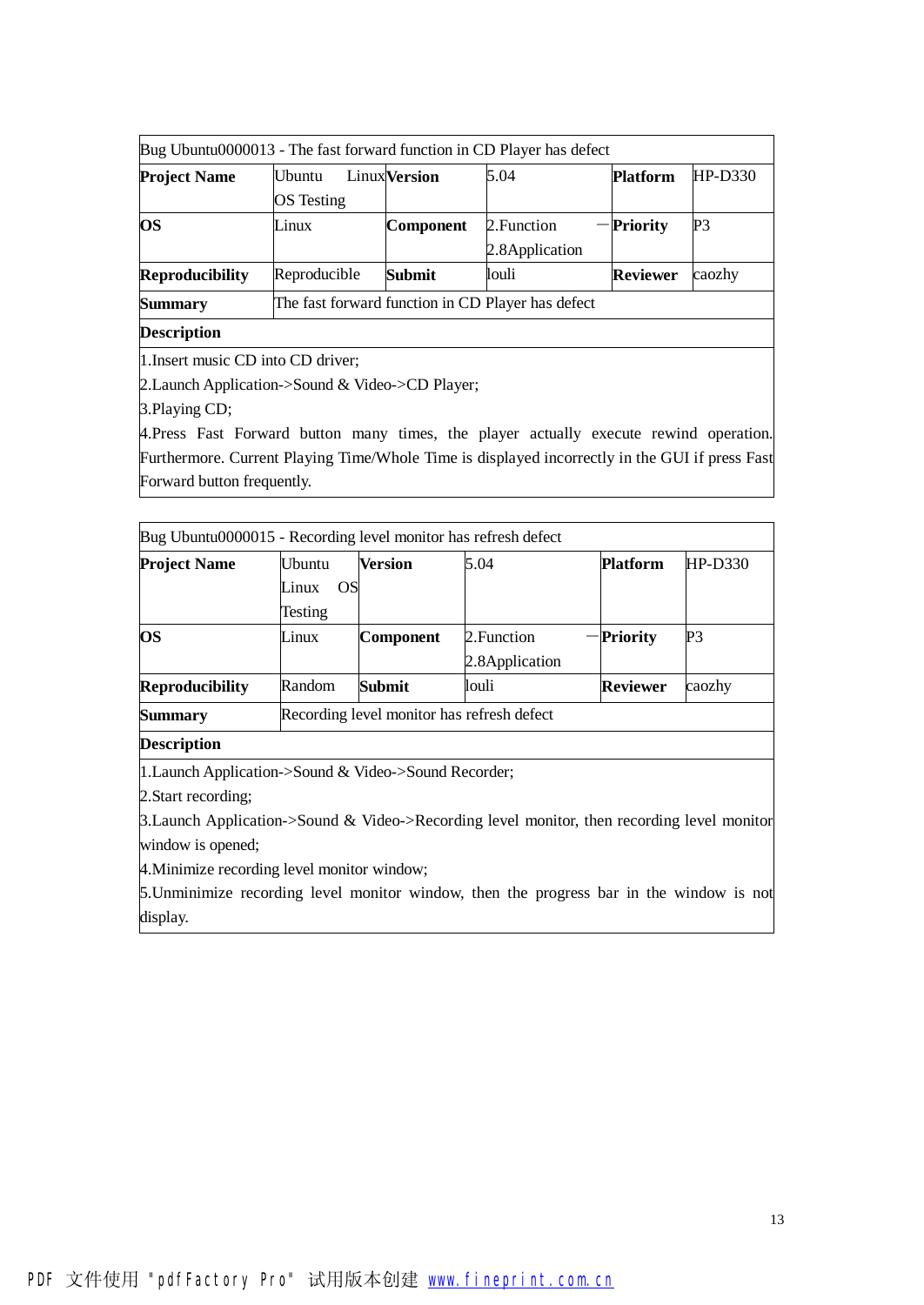| Bug Ubuntu0000013 - The fast forward function in CD Player has defect | | | | | |
|---|---|---|---|---|---|
| **Project Name** | Ubuntu Linux OS Testing | **Version** | 5.04 | **Platform** | HP-D330 |
| **OS** | Linux | **Component** | 2.Function — 2.8Application | **Priority** | P3 |
| **Reproducibility** | Reproducible | **Submit** | louli | **Reviewer** | caozhy |
| **Summary** | The fast forward function in CD Player has defect | | | | |
| **Description** | | | | | |
| 1.Insert music CD into CD driver;<br>2.Launch Application->Sound & Video->CD Player;<br>3.Playing CD;<br>4.Press Fast Forward button many times, the player actually execute rewind operation. Furthermore. Current Playing Time/Whole Time is displayed incorrectly in the GUI if press Fast Forward button frequently. | | | | | |

| Bug Ubuntu0000015 - Recording level monitor has refresh defect | | | | | |
|---|---|---|---|---|---|
| **Project Name** | Ubuntu Linux OS Testing | **Version** | 5.04 | **Platform** | HP-D330 |
| **OS** | Linux | **Component** | 2.Function — 2.8Application | **Priority** | P3 |
| **Reproducibility** | Random | **Submit** | louli | **Reviewer** | caozhy |
| **Summary** | Recording level monitor has refresh defect | | | | |
| **Description** | | | | | |
| 1.Launch Application->Sound & Video->Sound Recorder;<br>2.Start recording;<br>3.Launch Application->Sound & Video->Recording level monitor, then recording level monitor window is opened;<br>4.Minimize recording level monitor window;<br>5.Unminimize recording level monitor window, then the progress bar in the window is not display. | | | | | |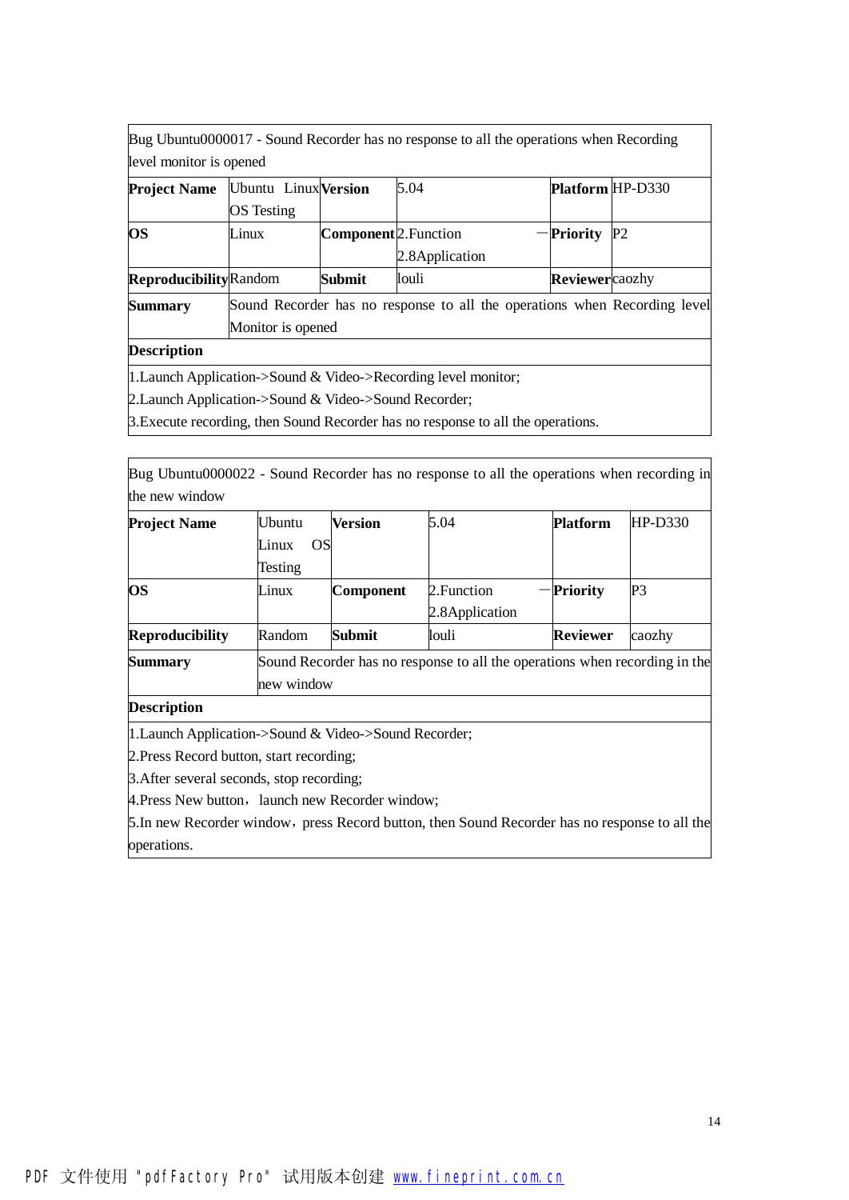| Bug Ubuntu0000017 - Sound Recorder has no response to all the operations when Recording level monitor is opened | | | | | |
|---|---|---|---|---|---|
| **Project Name** | Ubuntu Linux OS Testing | **Version** | 5.04 | **Platform** | HP-D330 |
| **OS** | Linux | **Component** | 2.Function —2.8Application | **Priority** | P2 |
| **Reproducibility** | Random | **Submit** | louli | **Reviewer** | caozhy |
| **Summary** | Sound Recorder has no response to all the operations when Recording level Monitor is opened | | | | |
| **Description** | | | | | |
| 1.Launch Application->Sound & Video->Recording level monitor;<br>2.Launch Application->Sound & Video->Sound Recorder;<br>3.Execute recording, then Sound Recorder has no response to all the operations. | | | | | |

| Bug Ubuntu0000022 - Sound Recorder has no response to all the operations when recording in the new window | | | | | |
|---|---|---|---|---|---|
| **Project Name** | Ubuntu Linux OS Testing | **Version** | 5.04 | **Platform** | HP-D330 |
| **OS** | Linux | **Component** | 2.Function —2.8Application | **Priority** | P3 |
| **Reproducibility** | Random | **Submit** | louli | **Reviewer** | caozhy |
| **Summary** | Sound Recorder has no response to all the operations when recording in the new window | | | | |
| **Description** | | | | | |
| 1.Launch Application->Sound & Video->Sound Recorder;<br>2.Press Record button, start recording;<br>3.After several seconds, stop recording;<br>4.Press New button，launch new Recorder window;<br>5.In new Recorder window，press Record button, then Sound Recorder has no response to all the operations. | | | | | |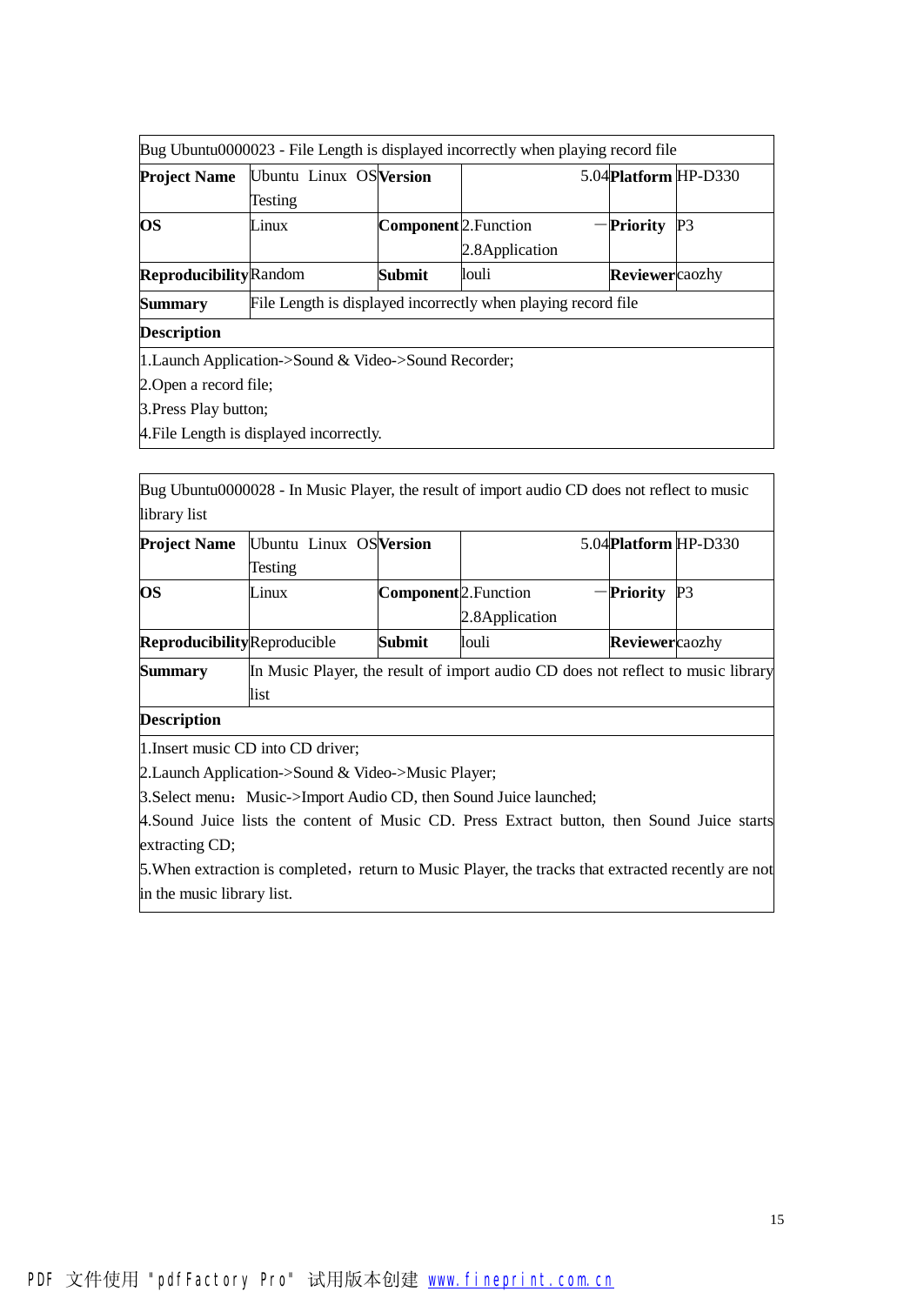| Bug Ubuntu0000023 - File Length is displayed incorrectly when playing record file | | | | | |
|---|---|---|---|---|---|
| **Project Name** | Ubuntu Linux OS Testing | **Version** | 5.04 | **Platform** | HP-D330 |
| **OS** | Linux | **Component** | 2.Function — 2.8Application | **Priority** | P3 |
| **Reproducibility** | Random | **Submit** | louli | **Reviewer** | caozhy |
| **Summary** | File Length is displayed incorrectly when playing record file | | | | |
| **Description** | | | | | |
| 1.Launch Application->Sound & Video->Sound Recorder;<br>2.Open a record file;<br>3.Press Play button;<br>4.File Length is displayed incorrectly. | | | | | |

| Bug Ubuntu0000028 - In Music Player, the result of import audio CD does not reflect to music library list | | | | | |
|---|---|---|---|---|---|
| **Project Name** | Ubuntu Linux OS Testing | **Version** | 5.04 | **Platform** | HP-D330 |
| **OS** | Linux | **Component** | 2.Function — 2.8Application | **Priority** | P3 |
| **Reproducibility** | Reproducible | **Submit** | louli | **Reviewer** | caozhy |
| **Summary** | In Music Player, the result of import audio CD does not reflect to music library list | | | | |
| **Description** | | | | | |
| 1.Insert music CD into CD driver;<br>2.Launch Application->Sound & Video->Music Player;<br>3.Select menu：Music->Import Audio CD, then Sound Juice launched;<br>4.Sound Juice lists the content of Music CD. Press Extract button, then Sound Juice starts extracting CD;<br>5.When extraction is completed，return to Music Player, the tracks that extracted recently are not in the music library list. | | | | | |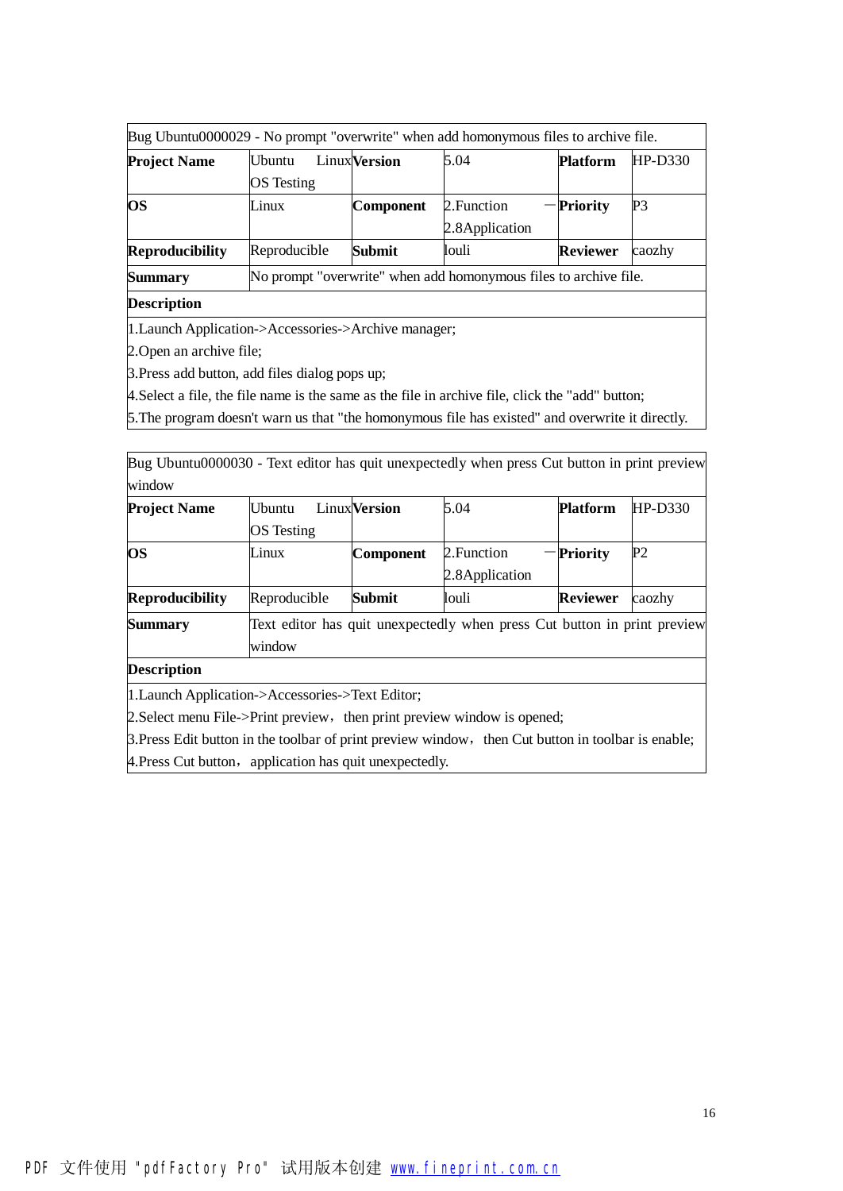| Bug Ubuntu0000029 - No prompt "overwrite" when add homonymous files to archive file. | | | | | |
|---|---|---|---|---|---|
| **Project Name** | Ubuntu Linux OS Testing | **Version** | 5.04 | **Platform** | HP-D330 |
| **OS** | Linux | **Component** | 2.Function — 2.8Application | **Priority** | P3 |
| **Reproducibility** | Reproducible | **Submit** | louli | **Reviewer** | caozhy |
| **Summary** | No prompt "overwrite" when add homonymous files to archive file. | | | | |
| **Description** | | | | | |
| 1.Launch Application->Accessories->Archive manager;<br>2.Open an archive file;<br>3.Press add button, add files dialog pops up;<br>4.Select a file, the file name is the same as the file in archive file, click the "add" button;<br>5.The program doesn't warn us that "the homonymous file has existed" and overwrite it directly. | | | | | |

| Bug Ubuntu0000030 - Text editor has quit unexpectedly when press Cut button in print preview window | | | | | |
|---|---|---|---|---|---|
| **Project Name** | Ubuntu Linux OS Testing | **Version** | 5.04 | **Platform** | HP-D330 |
| **OS** | Linux | **Component** | 2.Function — 2.8Application | **Priority** | P2 |
| **Reproducibility** | Reproducible | **Submit** | louli | **Reviewer** | caozhy |
| **Summary** | Text editor has quit unexpectedly when press Cut button in print preview window | | | | |
| **Description** | | | | | |
| 1.Launch Application->Accessories->Text Editor;<br>2.Select menu File->Print preview，then print preview window is opened;<br>3.Press Edit button in the toolbar of print preview window，then Cut button in toolbar is enable;<br>4.Press Cut button，application has quit unexpectedly. | | | | | |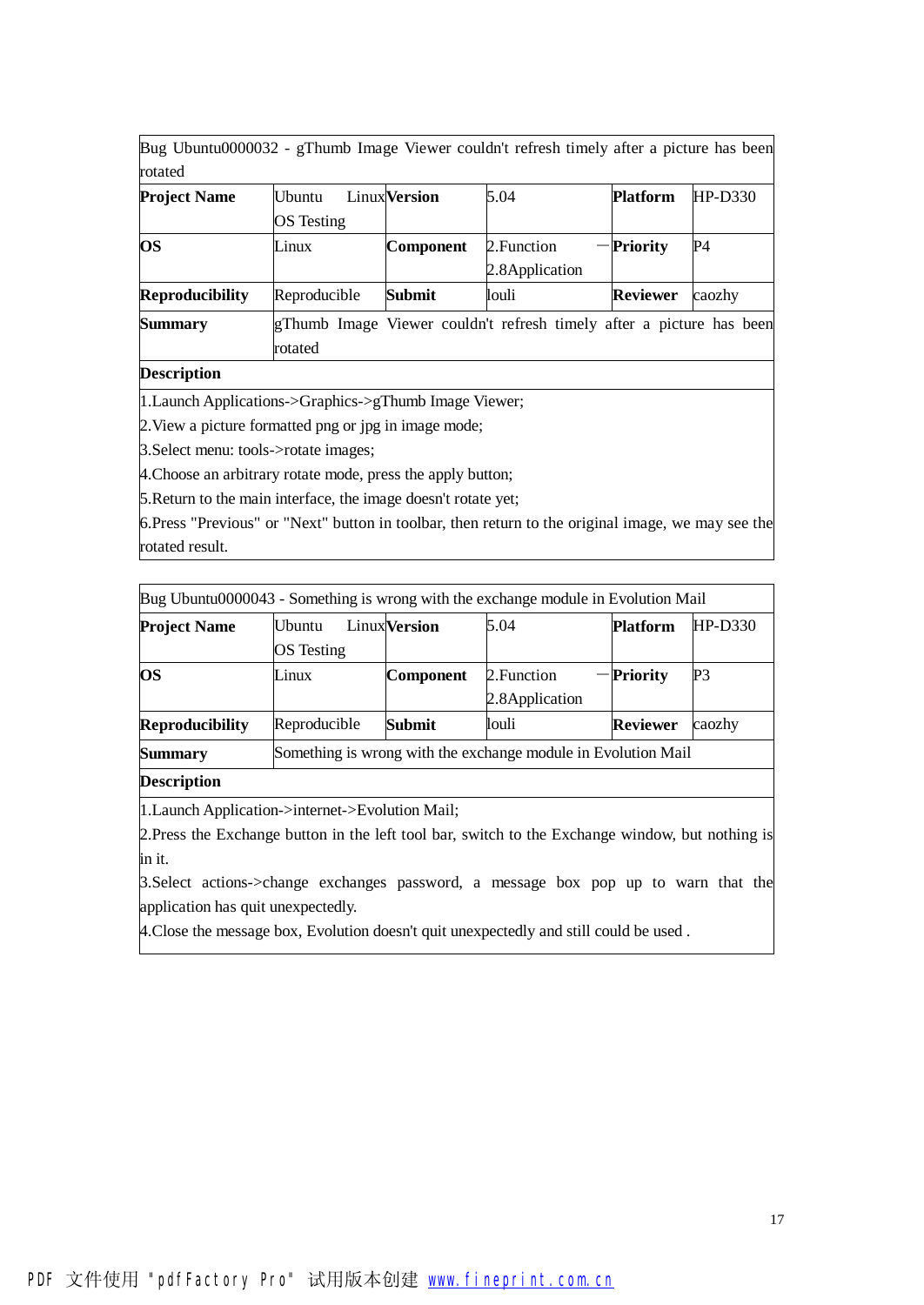| Bug Ubuntu0000032 - gThumb Image Viewer couldn't refresh timely after a picture has been rotated | | | | | |
|---|---|---|---|---|---|
| **Project Name** | Ubuntu Linux OS Testing | **Version** | 5.04 | **Platform** | HP-D330 |
| **OS** | Linux | **Component** | 2.Function — 2.8Application | **Priority** | P4 |
| **Reproducibility** | Reproducible | **Submit** | louli | **Reviewer** | caozhy |
| **Summary** | gThumb Image Viewer couldn't refresh timely after a picture has been rotated | | | | |
| **Description** | | | | | |
| 1.Launch Applications->Graphics->gThumb Image Viewer;<br>2.View a picture formatted png or jpg in image mode;<br>3.Select menu: tools->rotate images;<br>4.Choose an arbitrary rotate mode, press the apply button;<br>5.Return to the main interface, the image doesn't rotate yet;<br>6.Press "Previous" or "Next" button in toolbar, then return to the original image, we may see the rotated result. | | | | | |

| Bug Ubuntu0000043 - Something is wrong with the exchange module in Evolution Mail | | | | | |
|---|---|---|---|---|---|
| **Project Name** | Ubuntu Linux OS Testing | **Version** | 5.04 | **Platform** | HP-D330 |
| **OS** | Linux | **Component** | 2.Function — 2.8Application | **Priority** | P3 |
| **Reproducibility** | Reproducible | **Submit** | louli | **Reviewer** | caozhy |
| **Summary** | Something is wrong with the exchange module in Evolution Mail | | | | |
| **Description** | | | | | |
| 1.Launch Application->internet->Evolution Mail;<br>2.Press the Exchange button in the left tool bar, switch to the Exchange window, but nothing is in it.<br>3.Select actions->change exchanges password, a message box pop up to warn that the application has quit unexpectedly.<br>4.Close the message box, Evolution doesn't quit unexpectedly and still could be used . | | | | | |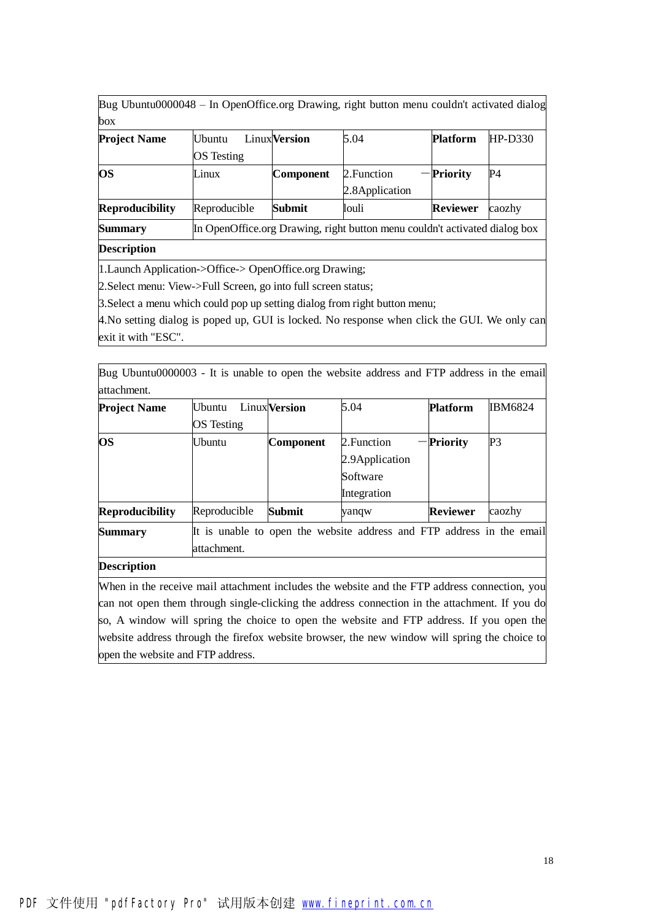| Bug Ubuntu0000048 – In OpenOffice.org Drawing, right button menu couldn't activated dialog box | | | | | |
|---|---|---|---|---|---|
| **Project Name** | Ubuntu Linux OS Testing | **Version** | 5.04 | **Platform** | HP-D330 |
| **OS** | Linux | **Component** | 2.Function — 2.8Application | **Priority** | P4 |
| **Reproducibility** | Reproducible | **Submit** | louli | **Reviewer** | caozhy |
| **Summary** | In OpenOffice.org Drawing, right button menu couldn't activated dialog box | | | | |
| **Description** | | | | | |
| 1.Launch Application->Office-> OpenOffice.org Drawing;<br>2.Select menu: View->Full Screen, go into full screen status;<br>3.Select a menu which could pop up setting dialog from right button menu;<br>4.No setting dialog is poped up, GUI is locked. No response when click the GUI. We only can exit it with "ESC". | | | | | |

| Bug Ubuntu0000003 - It is unable to open the website address and FTP address in the email attachment. | | | | | |
|---|---|---|---|---|---|
| **Project Name** | Ubuntu Linux OS Testing | **Version** | 5.04 | **Platform** | IBM6824 |
| **OS** | Ubuntu | **Component** | 2.Function — 2.9Application Software Integration | **Priority** | P3 |
| **Reproducibility** | Reproducible | **Submit** | yanqw | **Reviewer** | caozhy |
| **Summary** | It is unable to open the website address and FTP address in the email attachment. | | | | |
| **Description** | | | | | |
| When in the receive mail attachment includes the website and the FTP address connection, you can not open them through single-clicking the address connection in the attachment. If you do so, A window will spring the choice to open the website and FTP address. If you open the website address through the firefox website browser, the new window will spring the choice to open the website and FTP address. | | | | | |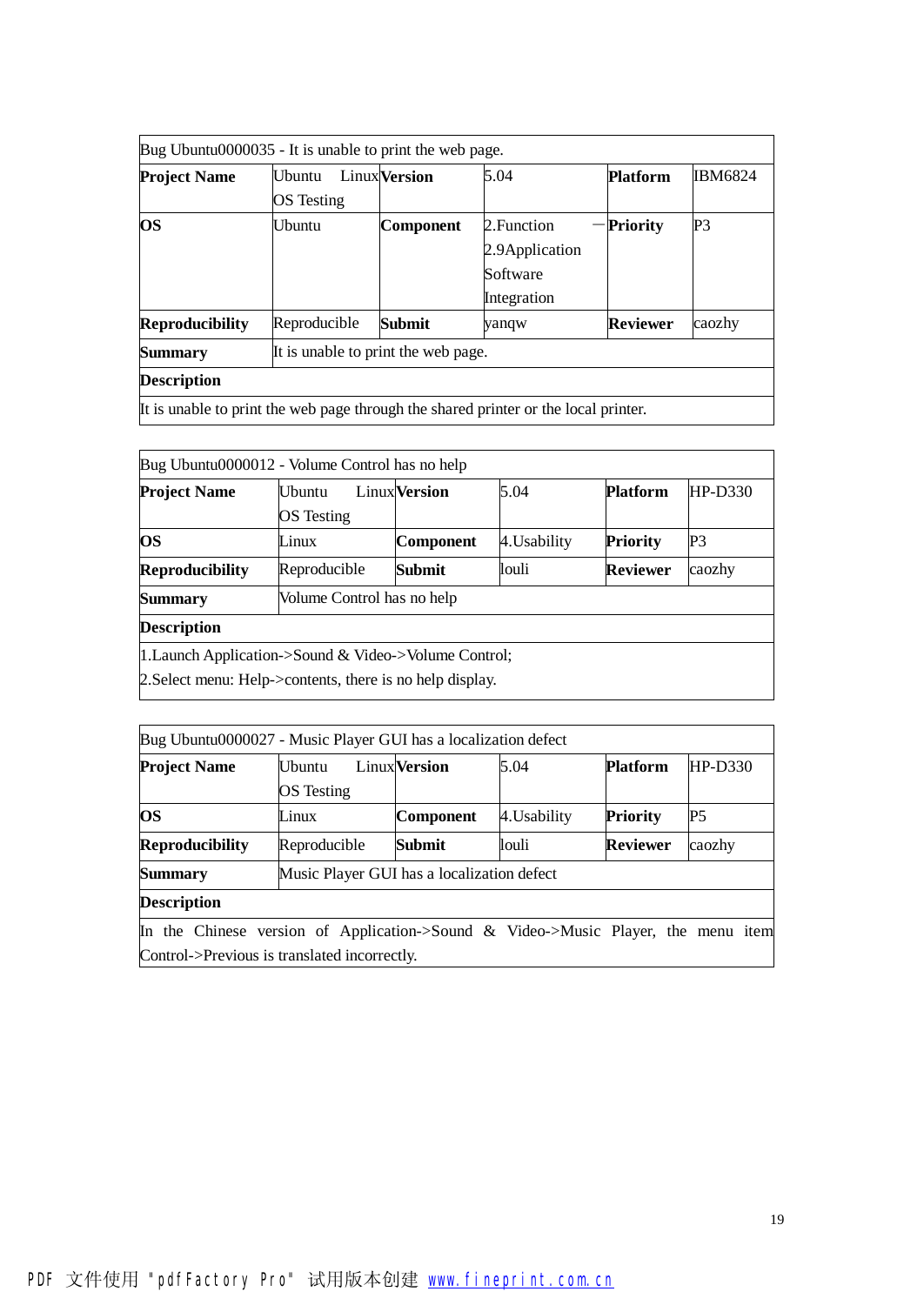| Bug Ubuntu0000035 - It is unable to print the web page. | | | | | |
|---|---|---|---|---|---|
| **Project Name** | Ubuntu Linux OS Testing | **Version** | 5.04 | **Platform** | IBM6824 |
| **OS** | Ubuntu | **Component** | 2.Function — 2.9Application Software Integration | **Priority** | P3 |
| **Reproducibility** | Reproducible | **Submit** | yanqw | **Reviewer** | caozhy |
| **Summary** | It is unable to print the web page. | | | | |
| **Description** | | | | | |
| It is unable to print the web page through the shared printer or the local printer. | | | | | |

| Bug Ubuntu0000012 - Volume Control has no help | | | | | |
|---|---|---|---|---|---|
| **Project Name** | Ubuntu Linux OS Testing | **Version** | 5.04 | **Platform** | HP-D330 |
| **OS** | Linux | **Component** | 4.Usability | **Priority** | P3 |
| **Reproducibility** | Reproducible | **Submit** | louli | **Reviewer** | caozhy |
| **Summary** | Volume Control has no help | | | | |
| **Description** | | | | | |
| 1.Launch Application->Sound & Video->Volume Control;<br>2.Select menu: Help->contents, there is no help display. | | | | | |

| Bug Ubuntu0000027 - Music Player GUI has a localization defect | | | | | |
|---|---|---|---|---|---|
| **Project Name** | Ubuntu Linux OS Testing | **Version** | 5.04 | **Platform** | HP-D330 |
| **OS** | Linux | **Component** | 4.Usability | **Priority** | P5 |
| **Reproducibility** | Reproducible | **Submit** | louli | **Reviewer** | caozhy |
| **Summary** | Music Player GUI has a localization defect | | | | |
| **Description** | | | | | |
| In the Chinese version of Application->Sound & Video->Music Player, the menu item Control->Previous is translated incorrectly. | | | | | |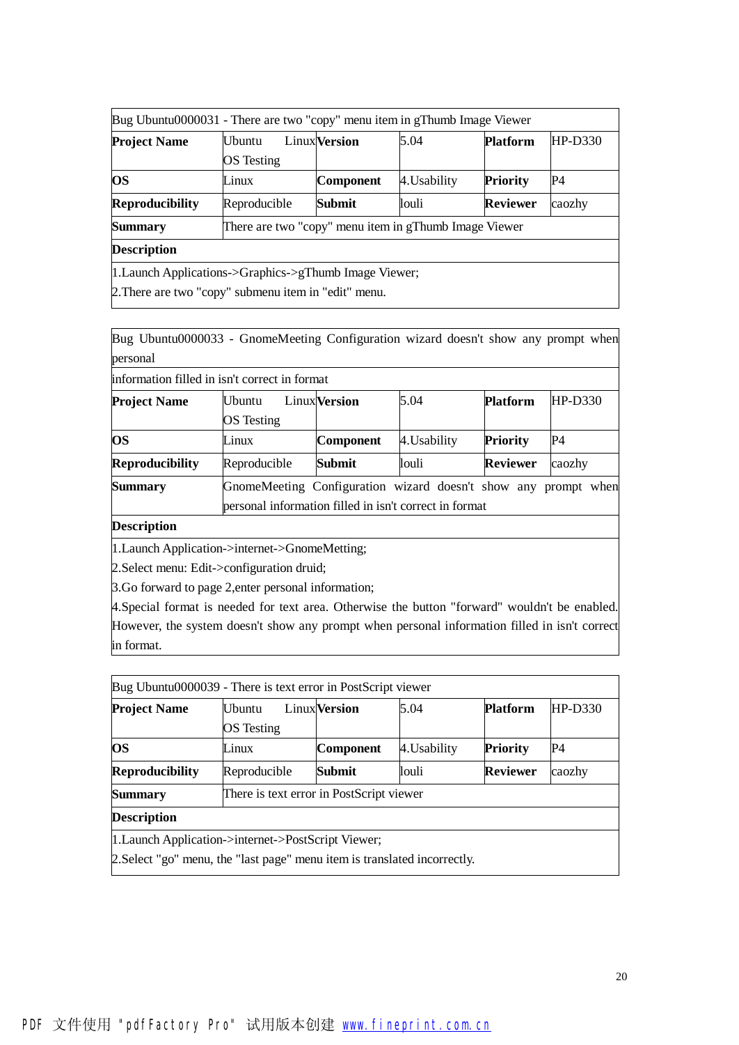| Bug Ubuntu0000031 - There are two "copy" menu item in gThumb Image Viewer | | | | | |
|---|---|---|---|---|---|
| **Project Name** | Ubuntu Linux OS Testing | **Version** | 5.04 | **Platform** | HP-D330 |
| **OS** | Linux | **Component** | 4.Usability | **Priority** | P4 |
| **Reproducibility** | Reproducible | **Submit** | louli | **Reviewer** | caozhy |
| **Summary** | There are two "copy" menu item in gThumb Image Viewer | | | | |
| **Description** | | | | | |
| 1.Launch Applications->Graphics->gThumb Image Viewer;<br>2.There are two "copy" submenu item in "edit" menu. | | | | | |

| Bug Ubuntu0000033 - GnomeMeeting Configuration wizard doesn't show any prompt when personal information filled in isn't correct in format | | | | | |
|---|---|---|---|---|---|
| **Project Name** | Ubuntu Linux OS Testing | **Version** | 5.04 | **Platform** | HP-D330 |
| **OS** | Linux | **Component** | 4.Usability | **Priority** | P4 |
| **Reproducibility** | Reproducible | **Submit** | louli | **Reviewer** | caozhy |
| **Summary** | GnomeMeeting Configuration wizard doesn't show any prompt when personal information filled in isn't correct in format | | | | |
| **Description** | | | | | |
| 1.Launch Application->internet->GnomeMetting;<br>2.Select menu: Edit->configuration druid;<br>3.Go forward to page 2,enter personal information;<br>4.Special format is needed for text area. Otherwise the button "forward" wouldn't be enabled. However, the system doesn't show any prompt when personal information filled in isn't correct in format. | | | | | |

| Bug Ubuntu0000039 - There is text error in PostScript viewer | | | | | |
|---|---|---|---|---|---|
| **Project Name** | Ubuntu Linux OS Testing | **Version** | 5.04 | **Platform** | HP-D330 |
| **OS** | Linux | **Component** | 4.Usability | **Priority** | P4 |
| **Reproducibility** | Reproducible | **Submit** | louli | **Reviewer** | caozhy |
| **Summary** | There is text error in PostScript viewer | | | | |
| **Description** | | | | | |
| 1.Launch Application->internet->PostScript Viewer;<br>2.Select "go" menu, the "last page" menu item is translated incorrectly. | | | | | |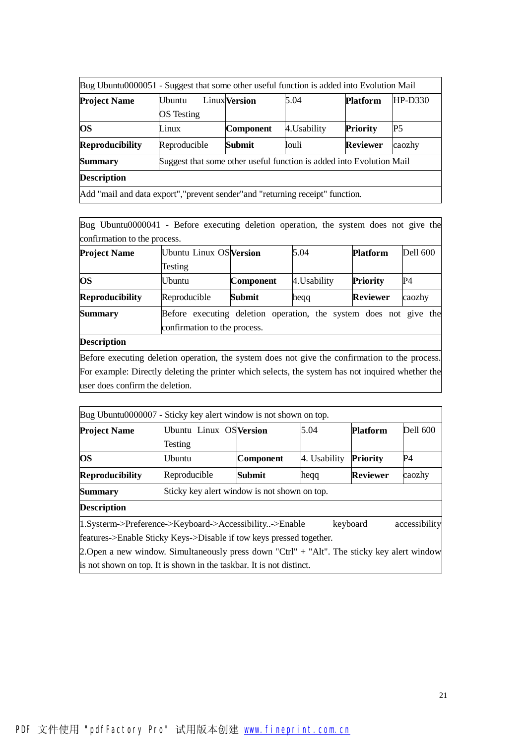| Bug Ubuntu0000051 - Suggest that some other useful function is added into Evolution Mail | | | | | |
|---|---|---|---|---|---|
| **Project Name** | Ubuntu Linux OS Testing | **Version** | 5.04 | **Platform** | HP-D330 |
| **OS** | Linux | **Component** | 4.Usability | **Priority** | P5 |
| **Reproducibility** | Reproducible | **Submit** | louli | **Reviewer** | caozhy |
| **Summary** | Suggest that some other useful function is added into Evolution Mail | | | | |
| **Description** | | | | | |
| Add "mail and data export","prevent sender"and "returning receipt" function. | | | | | |

| Bug Ubuntu0000041 - Before executing deletion operation, the system does not give the confirmation to the process. | | | | | |
|---|---|---|---|---|---|
| **Project Name** | Ubuntu Linux OS Testing | **Version** | 5.04 | **Platform** | Dell 600 |
| **OS** | Ubuntu | **Component** | 4.Usability | **Priority** | P4 |
| **Reproducibility** | Reproducible | **Submit** | heqq | **Reviewer** | caozhy |
| **Summary** | Before executing deletion operation, the system does not give the confirmation to the process. | | | | |
| **Description** | | | | | |
| Before executing deletion operation, the system does not give the confirmation to the process. For example: Directly deleting the printer which selects, the system has not inquired whether the user does confirm the deletion. | | | | | |

| Bug Ubuntu0000007 - Sticky key alert window is not shown on top. | | | | | |
|---|---|---|---|---|---|
| **Project Name** | Ubuntu Linux OS Testing | **Version** | 5.04 | **Platform** | Dell 600 |
| **OS** | Ubuntu | **Component** | 4. Usability | **Priority** | P4 |
| **Reproducibility** | Reproducible | **Submit** | heqq | **Reviewer** | caozhy |
| **Summary** | Sticky key alert window is not shown on top. | | | | |
| **Description** | | | | | |
| 1.Systerm->Preference->Keyboard->Accessibility..->Enable keyboard accessibility features->Enable Sticky Keys->Disable if tow keys pressed together. 2.Open a new window. Simultaneously press down "Ctrl" + "Alt". The sticky key alert window is not shown on top. It is shown in the taskbar. It is not distinct. | | | | | |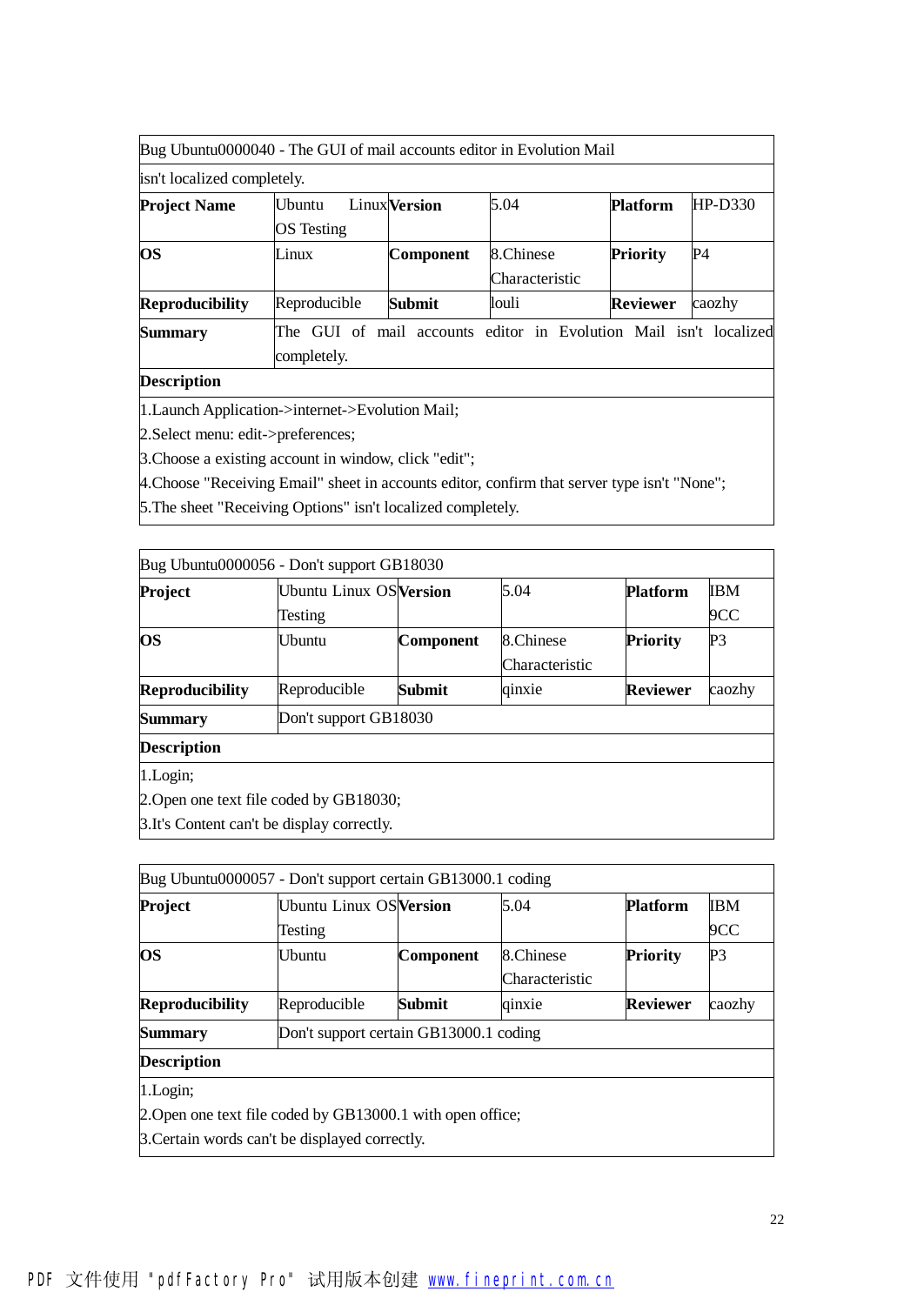| Bug Ubuntu0000040 - The GUI of mail accounts editor in Evolution Mail isn't localized completely. | | | | | |
|---|---|---|---|---|---|
| **Project Name** | Ubuntu Linux OS Testing | **Version** | 5.04 | **Platform** | HP-D330 |
| **OS** | Linux | **Component** | 8.Chinese Characteristic | **Priority** | P4 |
| **Reproducibility** | Reproducible | **Submit** | louli | **Reviewer** | caozhy |
| **Summary** | The GUI of mail accounts editor in Evolution Mail isn't localized completely. | | | | |
| **Description** | | | | | |
| 1.Launch Application->internet->Evolution Mail;<br>2.Select menu: edit->preferences;<br>3.Choose a existing account in window, click "edit";<br>4.Choose "Receiving Email" sheet in accounts editor, confirm that server type isn't "None";<br>5.The sheet "Receiving Options" isn't localized completely. | | | | | |

| Bug Ubuntu0000056 - Don't support GB18030 | | | | | |
|---|---|---|---|---|---|
| **Project** | Ubuntu Linux OS Testing | **Version** | 5.04 | **Platform** | IBM 9CC |
| **OS** | Ubuntu | **Component** | 8.Chinese Characteristic | **Priority** | P3 |
| **Reproducibility** | Reproducible | **Submit** | qinxie | **Reviewer** | caozhy |
| **Summary** | Don't support GB18030 | | | | |
| **Description** | | | | | |
| 1.Login;<br>2.Open one text file coded by GB18030;<br>3.It's Content can't be display correctly. | | | | | |

| Bug Ubuntu0000057 - Don't support certain GB13000.1 coding | | | | | |
|---|---|---|---|---|---|
| **Project** | Ubuntu Linux OS Testing | **Version** | 5.04 | **Platform** | IBM 9CC |
| **OS** | Ubuntu | **Component** | 8.Chinese Characteristic | **Priority** | P3 |
| **Reproducibility** | Reproducible | **Submit** | qinxie | **Reviewer** | caozhy |
| **Summary** | Don't support certain GB13000.1 coding | | | | |
| **Description** | | | | | |
| 1.Login;<br>2.Open one text file coded by GB13000.1 with open office;<br>3.Certain words can't be displayed correctly. | | | | | |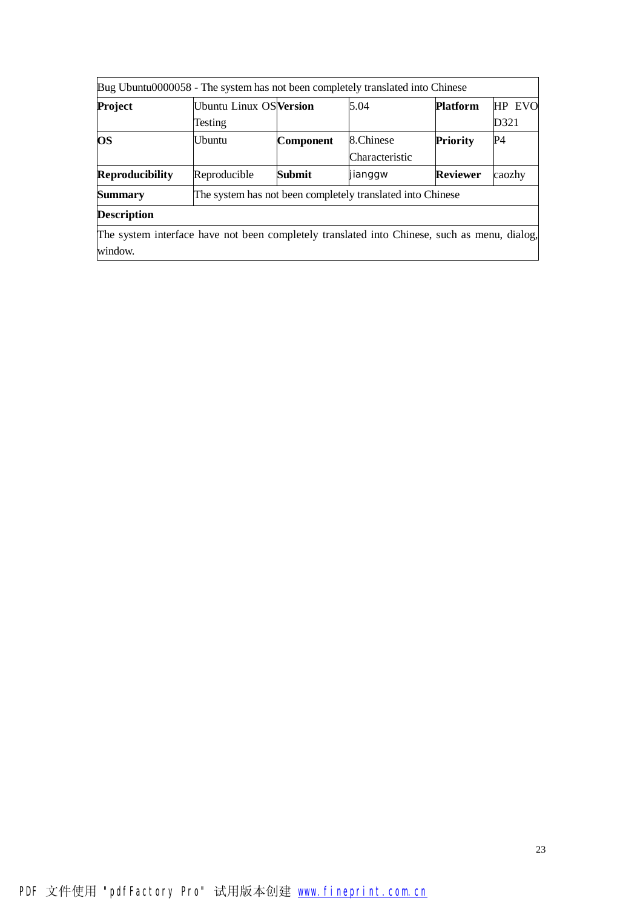| Bug Ubuntu0000058 - The system has not been completely translated into Chinese | | | | | |
|---|---|---|---|---|---|
| **Project** | Ubuntu Linux OS Testing | **Version** | 5.04 | **Platform** | HP EVO D321 |
| **OS** | Ubuntu | **Component** | 8.Chinese Characteristic | **Priority** | P4 |
| **Reproducibility** | Reproducible | **Submit** | jianggw | **Reviewer** | caozhy |
| **Summary** | The system has not been completely translated into Chinese | | | | |
| **Description** | | | | | |
| The system interface have not been completely translated into Chinese, such as menu, dialog, window. | | | | | |

PDF 文件使用 "pdfFactory Pro" 试用版本创建 www.fineprint.com.cn